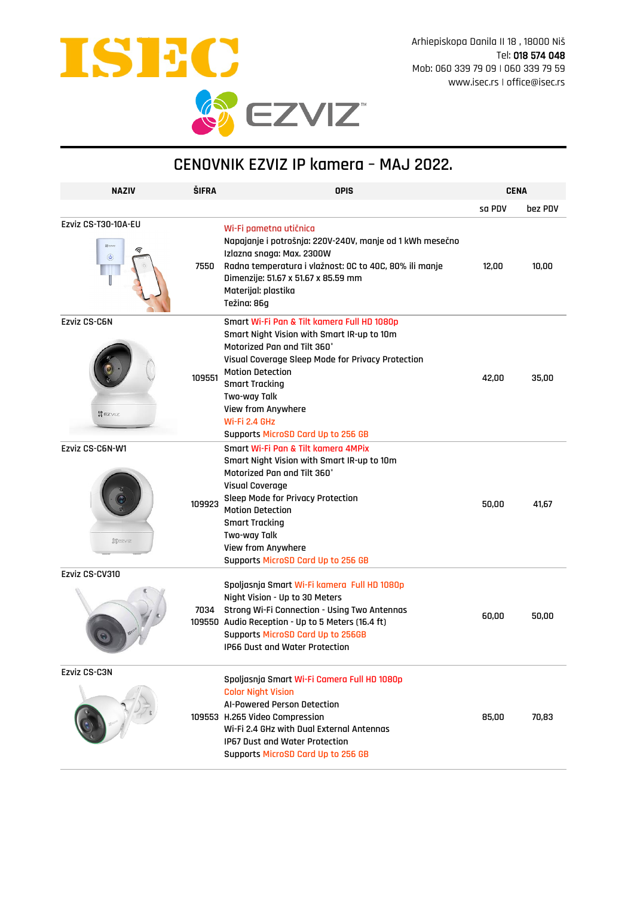# ISEC

Arhiepiskopa Danila II 18 , 18000 Niš
Tel: **018 574 048**
Mob: 060 339 79 09 I 060 339 79 59
www.isec.rs I office@isec.rs

EZVIZ

## CENOVNIK EZVIZ IP kamera – MAJ 2022.

| NAZIV | ŠIFRA | OPIS | CENA | |
|---|---|---|---|---|
| | | | sa PDV | bez PDV |
| Ezviz CS-T30-10A-EU | 7550 | Wi-Fi pametna utičnica<br>Napajanje i potrošnja: 220V-240V, manje od 1 kWh mesečno<br>Izlazna snaga: Max. 2300W<br>Radna temperatura i vlažnost: 0C to 40C, 80% ili manje<br>Dimenzije: 51.67 x 51.67 x 85.59 mm<br>Materijal: plastika<br>Težina: 86g | 12,00 | 10,00 |
| Ezviz CS-C6N | 109551 | Smart Wi-Fi Pan & Tilt kamera Full HD 1080p<br>Smart Night Vision with Smart IR-up to 10m<br>Motorized Pan and Tilt 360˚<br>Visual Coverage Sleep Mode for Privacy Protection<br>Motion Detection<br>Smart Tracking<br>Two-way Talk<br>View from Anywhere<br>Wi-Fi 2.4 GHz<br>Supports MicroSD Card Up to 256 GB | 42,00 | 35,00 |
| Ezviz CS-C6N-W1 | 109923 | Smart Wi-Fi Pan & Tilt kamera 4MPix<br>Smart Night Vision with Smart IR-up to 10m<br>Motorized Pan and Tilt 360˚<br>Visual Coverage<br>Sleep Mode for Privacy Protection<br>Motion Detection<br>Smart Tracking<br>Two-way Talk<br>View from Anywhere<br>Supports MicroSD Card Up to 256 GB | 50,00 | 41,67 |
| Ezviz CS-CV310 | 7034<br>109550 | Spoljasnja Smart Wi-Fi kamera Full HD 1080p<br>Night Vision - Up to 30 Meters<br>Strong Wi-Fi Connection - Using Two Antennas<br>Audio Reception - Up to 5 Meters (16.4 ft)<br>Supports MicroSD Card Up to 256GB<br>IP66 Dust and Water Protection | 60,00 | 50,00 |
| Ezviz CS-C3N | 109553 | Spoljasnja Smart Wi-Fi Camera Full HD 1080p<br>Color Night Vision<br>AI-Powered Person Detection<br>H.265 Video Compression<br>Wi-Fi 2.4 GHz with Dual External Antennas<br>IP67 Dust and Water Protection<br>Supports MicroSD Card Up to 256 GB | 85,00 | 70,83 |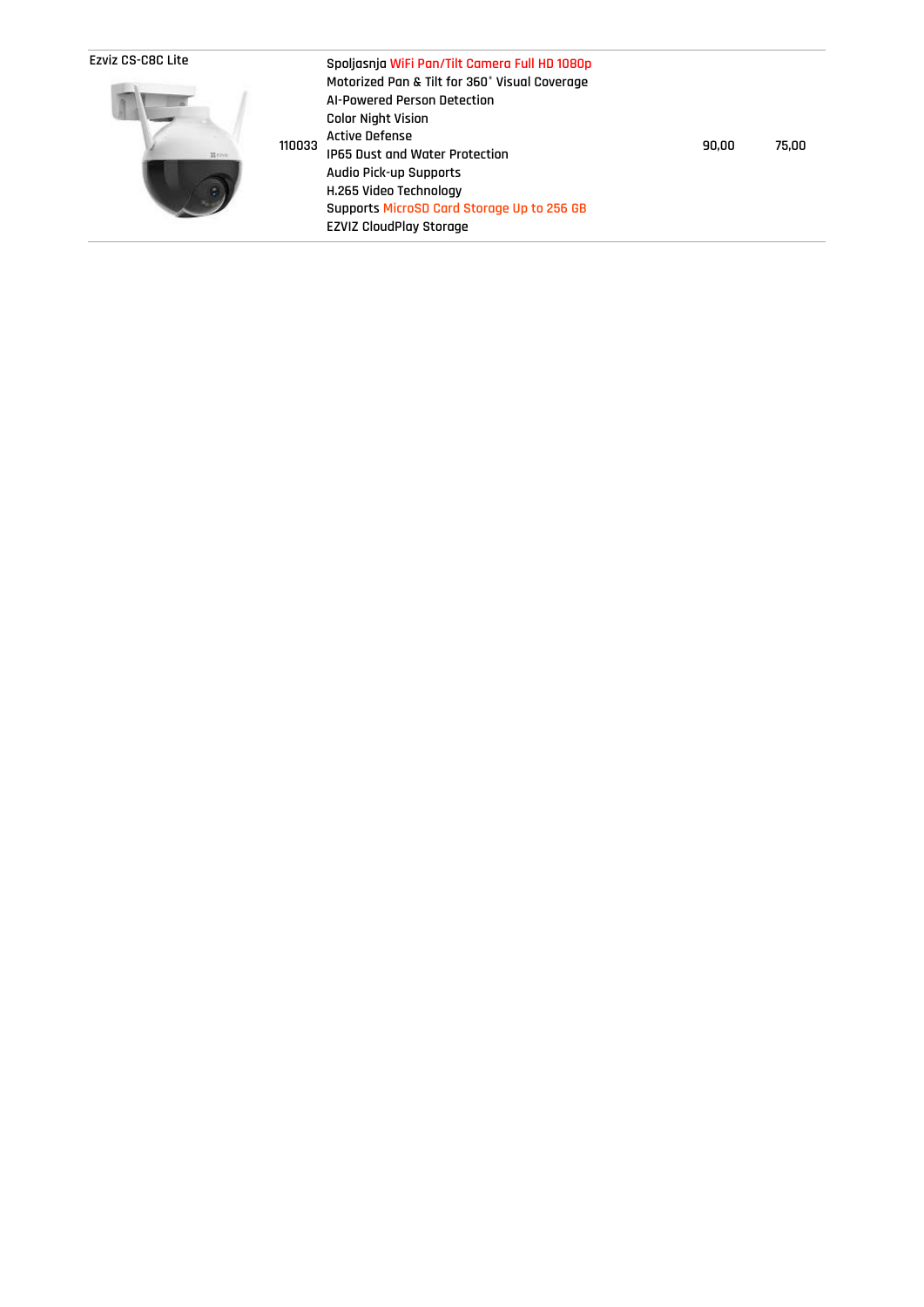| | | | | |
|---|---|---|---|---|
| Ezviz CS-C8C Lite | 110033 | Spoljasnja WiFi Pan/Tilt Camera Full HD 1080p<br>Motorized Pan & Tilt for 360° Visual Coverage<br>AI-Powered Person Detection<br>Color Night Vision<br>Active Defense<br>IP65 Dust and Water Protection<br>Audio Pick-up Supports<br>H.265 Video Technology<br>Supports MicroSD Card Storage Up to 256 GB<br>EZVIZ CloudPlay Storage | 90,00 | 75,00 |